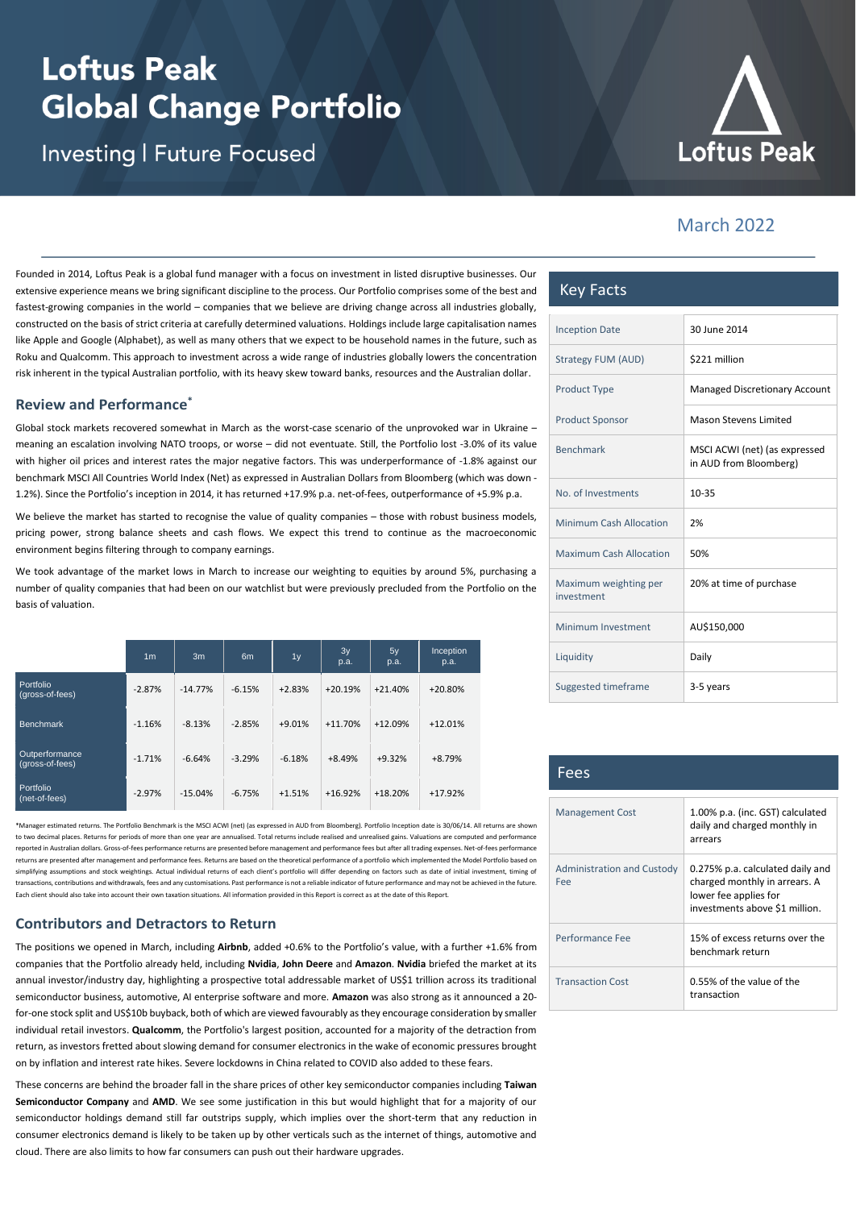# Loftus Peak Global Change Portfolio

Investing | Future Focused

Loftus Peak

March 2022

Founded in 2014, Loftus Peak is a global fund manager with a focus on investment in listed disruptive businesses. Our extensive experience means we bring significant discipline to the process. Our Portfolio comprises some of the best and fastest-growing companies in the world – companies that we believe are driving change across all industries globally, constructed on the basis of strict criteria at carefully determined valuations. Holdings include large capitalisation names like Apple and Google (Alphabet), as well as many others that we expect to be household names in the future, such as Roku and Qualcomm. This approach to investment across a wide range of industries globally lowers the concentration risk inherent in the typical Australian portfolio, with its heavy skew toward banks, resources and the Australian dollar.

## Review and Performance*

Global stock markets recovered somewhat in March as the worst-case scenario of the unprovoked war in Ukraine – meaning an escalation involving NATO troops, or worse – did not eventuate. Still, the Portfolio lost -3.0% of its value with higher oil prices and interest rates the major negative factors. This was underperformance of -1.8% against our benchmark MSCI All Countries World Index (Net) as expressed in Australian Dollars from Bloomberg (which was down -1.2%). Since the Portfolio's inception in 2014, it has returned +17.9% p.a. net-of-fees, outperformance of +5.9% p.a.

We believe the market has started to recognise the value of quality companies – those with robust business models, pricing power, strong balance sheets and cash flows. We expect this trend to continue as the macroeconomic environment begins filtering through to company earnings.

We took advantage of the market lows in March to increase our weighting to equities by around 5%, purchasing a number of quality companies that had been on our watchlist but were previously precluded from the Portfolio on the basis of valuation.

| | 1m | 3m | 6m | 1y | 3y p.a. | 5y p.a. | Inception p.a. |
|---|---|---|---|---|---|---|---|
| Portfolio (gross-of-fees) | -2.87% | -14.77% | -6.15% | +2.83% | +20.19% | +21.40% | +20.80% |
| Benchmark | -1.16% | -8.13% | -2.85% | +9.01% | +11.70% | +12.09% | +12.01% |
| Outperformance (gross-of-fees) | -1.71% | -6.64% | -3.29% | -6.18% | +8.49% | +9.32% | +8.79% |
| Portfolio (net-of-fees) | -2.97% | -15.04% | -6.75% | +1.51% | +16.92% | +18.20% | +17.92% |

*Manager estimated returns. The Portfolio Benchmark is the MSCI ACWI (net) (as expressed in AUD from Bloomberg). Portfolio Inception date is 30/06/14. All returns are shown to two decimal places. Returns for periods of more than one year are annualised. Total returns include realised and unrealised gains. Valuations are computed and performance reported in Australian dollars. Gross-of-fees performance returns are presented before management and performance fees but after all trading expenses. Net-of-fees performance returns are presented after management and performance fees. Returns are based on the theoretical performance of a portfolio which implemented the Model Portfolio based on simplifying assumptions and stock weightings. Actual individual returns of each client's portfolio will differ depending on factors such as date of initial investment, timing of transactions, contributions and withdrawals, fees and any customisations. Past performance is not a reliable indicator of future performance and may not be achieved in the future. Each client should also take into account their own taxation situations. All information provided in this Report is correct as at the date of this Report.

## Contributors and Detractors to Return

The positions we opened in March, including **Airbnb**, added +0.6% to the Portfolio's value, with a further +1.6% from companies that the Portfolio already held, including **Nvidia**, **John Deere** and **Amazon**. **Nvidia** briefed the market at its annual investor/industry day, highlighting a prospective total addressable market of US$1 trillion across its traditional semiconductor business, automotive, AI enterprise software and more. **Amazon** was also strong as it announced a 20-for-one stock split and US$10b buyback, both of which are viewed favourably as they encourage consideration by smaller individual retail investors. **Qualcomm**, the Portfolio's largest position, accounted for a majority of the detraction from return, as investors fretted about slowing demand for consumer electronics in the wake of economic pressures brought on by inflation and interest rate hikes. Severe lockdowns in China related to COVID also added to these fears.

These concerns are behind the broader fall in the share prices of other key semiconductor companies including **Taiwan Semiconductor Company** and **AMD**. We see some justification in this but would highlight that for a majority of our semiconductor holdings demand still far outstrips supply, which implies over the short-term that any reduction in consumer electronics demand is likely to be taken up by other verticals such as the internet of things, automotive and cloud. There are also limits to how far consumers can push out their hardware upgrades.

## Key Facts

| | |
|---|---|
| Inception Date | 30 June 2014 |
| Strategy FUM (AUD) | $221 million |
| Product Type | Managed Discretionary Account |
| Product Sponsor | Mason Stevens Limited |
| Benchmark | MSCI ACWI (net) (as expressed in AUD from Bloomberg) |
| No. of Investments | 10-35 |
| Minimum Cash Allocation | 2% |
| Maximum Cash Allocation | 50% |
| Maximum weighting per investment | 20% at time of purchase |
| Minimum Investment | AU$150,000 |
| Liquidity | Daily |
| Suggested timeframe | 3-5 years |

## Fees

| | |
|---|---|
| Management Cost | 1.00% p.a. (inc. GST) calculated daily and charged monthly in arrears |
| Administration and Custody Fee | 0.275% p.a. calculated daily and charged monthly in arrears. A lower fee applies for investments above $1 million. |
| Performance Fee | 15% of excess returns over the benchmark return |
| Transaction Cost | 0.55% of the value of the transaction |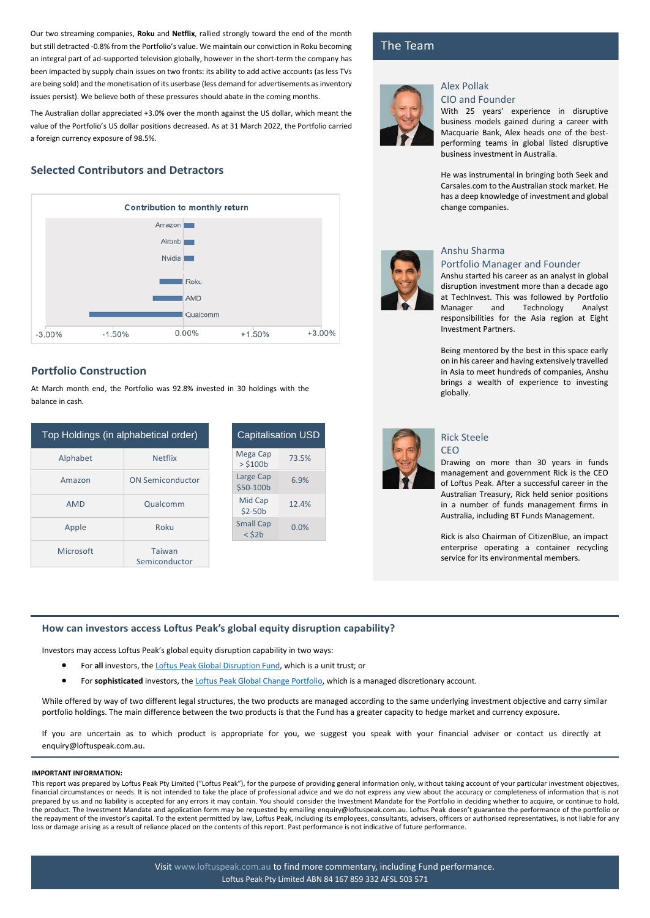Our two streaming companies, **Roku** and **Netflix**, rallied strongly toward the end of the month but still detracted -0.8% from the Portfolio's value. We maintain our conviction in Roku becoming an integral part of ad-supported television globally, however in the short-term the company has been impacted by supply chain issues on two fronts: its ability to add active accounts (as less TVs are being sold) and the monetisation of its userbase (less demand for advertisements as inventory issues persist). We believe both of these pressures should abate in the coming months.

The Australian dollar appreciated +3.0% over the month against the US dollar, which meant the value of the Portfolio's US dollar positions decreased. As at 31 March 2022, the Portfolio carried a foreign currency exposure of 98.5%.

## Selected Contributors and Detractors

Contribution to monthly return

Amazon
Airbnb
Nvidia
Roku
AMD
Qualcomm

-3.00%
-1.50%
0.00%
+1.50%
+3.00%

## Portfolio Construction

At March month end, the Portfolio was 92.8% invested in 30 holdings with the balance in cash.

| Top Holdings (in alphabetical order) | |
|---|---|
| Alphabet | Netflix |
| Amazon | ON Semiconductor |
| AMD | Qualcomm |
| Apple | Roku |
| Microsoft | Taiwan Semiconductor |

| Capitalisation USD | |
|---|---|
| Mega Cap > $100b | 73.5% |
| Large Cap $50-100b | 6.9% |
| Mid Cap $2-50b | 12.4% |
| Small Cap < $2b | 0.0% |

## The Team

**Alex Pollak**
**CIO and Founder**

With 25 years' experience in disruptive business models gained during a career with Macquarie Bank, Alex heads one of the best-performing teams in global listed disruptive business investment in Australia.

He was instrumental in bringing both Seek and Carsales.com to the Australian stock market. He has a deep knowledge of investment and global change companies.

**Anshu Sharma**
**Portfolio Manager and Founder**

Anshu started his career as an analyst in global disruption investment more than a decade ago at TechInvest. This was followed by Portfolio Manager and Technology Analyst responsibilities for the Asia region at Eight Investment Partners.

Being mentored by the best in this space early on in his career and having extensively travelled in Asia to meet hundreds of companies, Anshu brings a wealth of experience to investing globally.

**Rick Steele**
**CEO**

Drawing on more than 30 years in funds management and government Rick is the CEO of Loftus Peak. After a successful career in the Australian Treasury, Rick held senior positions in a number of funds management firms in Australia, including BT Funds Management.

Rick is also Chairman of CitizenBlue, an impact enterprise operating a container recycling service for its environmental members.

## How can investors access Loftus Peak's global equity disruption capability?

Investors may access Loftus Peak's global equity disruption capability in two ways:

- For **all** investors, the Loftus Peak Global Disruption Fund, which is a unit trust; or
- For **sophisticated** investors, the Loftus Peak Global Change Portfolio, which is a managed discretionary account.

While offered by way of two different legal structures, the two products are managed according to the same underlying investment objective and carry similar portfolio holdings. The main difference between the two products is that the Fund has a greater capacity to hedge market and currency exposure.

If you are uncertain as to which product is appropriate for you, we suggest you speak with your financial adviser or contact us directly at enquiry@loftuspeak.com.au.

**IMPORTANT INFORMATION:**

This report was prepared by Loftus Peak Pty Limited ("Loftus Peak"), for the purpose of providing general information only, without taking account of your particular investment objectives, financial circumstances or needs. It is not intended to take the place of professional advice and we do not express any view about the accuracy or completeness of information that is not prepared by us and no liability is accepted for any errors it may contain. You should consider the Investment Mandate for the Portfolio in deciding whether to acquire, or continue to hold, the product. The Investment Mandate and application form may be requested by emailing enquiry@loftuspeak.com.au. Loftus Peak doesn't guarantee the performance of the portfolio or the repayment of the investor's capital. To the extent permitted by law, Loftus Peak, including its employees, consultants, advisers, officers or authorised representatives, is not liable for any loss or damage arising as a result of reliance placed on the contents of this report. Past performance is not indicative of future performance.

Visit www.loftuspeak.com.au to find more commentary, including Fund performance.
Loftus Peak Pty Limited ABN 84 167 859 332 AFSL 503 571